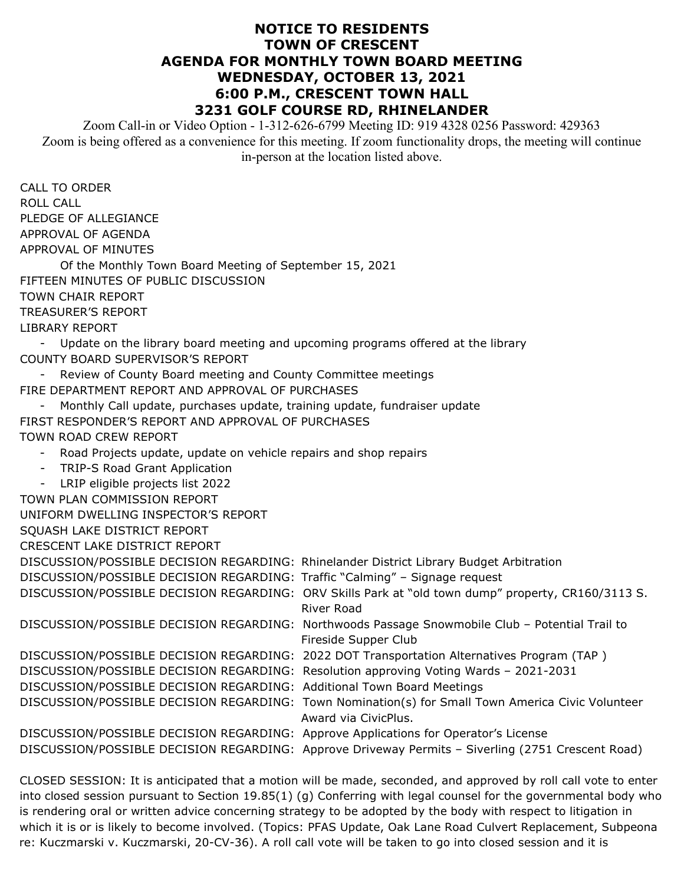# NOTICE TO RESIDENTS
# TOWN OF CRESCENT
# AGENDA FOR MONTHLY TOWN BOARD MEETING
# WEDNESDAY, OCTOBER 13, 2021
# 6:00 P.M., CRESCENT TOWN HALL
# 3231 GOLF COURSE RD, RHINELANDER

Zoom Call-in or Video Option - 1-312-626-6799 Meeting ID: 919 4328 0256 Password: 429363
Zoom is being offered as a convenience for this meeting. If zoom functionality drops, the meeting will continue in-person at the location listed above.

CALL TO ORDER
ROLL CALL
PLEDGE OF ALLEGIANCE
APPROVAL OF AGENDA
APPROVAL OF MINUTES
  Of the Monthly Town Board Meeting of September 15, 2021
FIFTEEN MINUTES OF PUBLIC DISCUSSION
TOWN CHAIR REPORT
TREASURER'S REPORT
LIBRARY REPORT
- Update on the library board meeting and upcoming programs offered at the library

COUNTY BOARD SUPERVISOR'S REPORT
- Review of County Board meeting and County Committee meetings

FIRE DEPARTMENT REPORT AND APPROVAL OF PURCHASES
- Monthly Call update, purchases update, training update, fundraiser update

FIRST RESPONDER'S REPORT AND APPROVAL OF PURCHASES
TOWN ROAD CREW REPORT
- Road Projects update, update on vehicle repairs and shop repairs
- TRIP-S Road Grant Application
- LRIP eligible projects list 2022

TOWN PLAN COMMISSION REPORT
UNIFORM DWELLING INSPECTOR'S REPORT
SQUASH LAKE DISTRICT REPORT
CRESCENT LAKE DISTRICT REPORT
DISCUSSION/POSSIBLE DECISION REGARDING: Rhinelander District Library Budget Arbitration
DISCUSSION/POSSIBLE DECISION REGARDING: Traffic "Calming" – Signage request
DISCUSSION/POSSIBLE DECISION REGARDING: ORV Skills Park at "old town dump" property, CR160/3113 S. River Road
DISCUSSION/POSSIBLE DECISION REGARDING: Northwoods Passage Snowmobile Club – Potential Trail to Fireside Supper Club
DISCUSSION/POSSIBLE DECISION REGARDING: 2022 DOT Transportation Alternatives Program (TAP )
DISCUSSION/POSSIBLE DECISION REGARDING: Resolution approving Voting Wards – 2021-2031
DISCUSSION/POSSIBLE DECISION REGARDING: Additional Town Board Meetings
DISCUSSION/POSSIBLE DECISION REGARDING: Town Nomination(s) for Small Town America Civic Volunteer Award via CivicPlus.
DISCUSSION/POSSIBLE DECISION REGARDING: Approve Applications for Operator's License
DISCUSSION/POSSIBLE DECISION REGARDING: Approve Driveway Permits – Siverling (2751 Crescent Road)

CLOSED SESSION: It is anticipated that a motion will be made, seconded, and approved by roll call vote to enter into closed session pursuant to Section 19.85(1) (g) Conferring with legal counsel for the governmental body who is rendering oral or written advice concerning strategy to be adopted by the body with respect to litigation in which it is or is likely to become involved. (Topics: PFAS Update, Oak Lane Road Culvert Replacement, Subpeona re: Kuczmarski v. Kuczmarski, 20-CV-36). A roll call vote will be taken to go into closed session and it is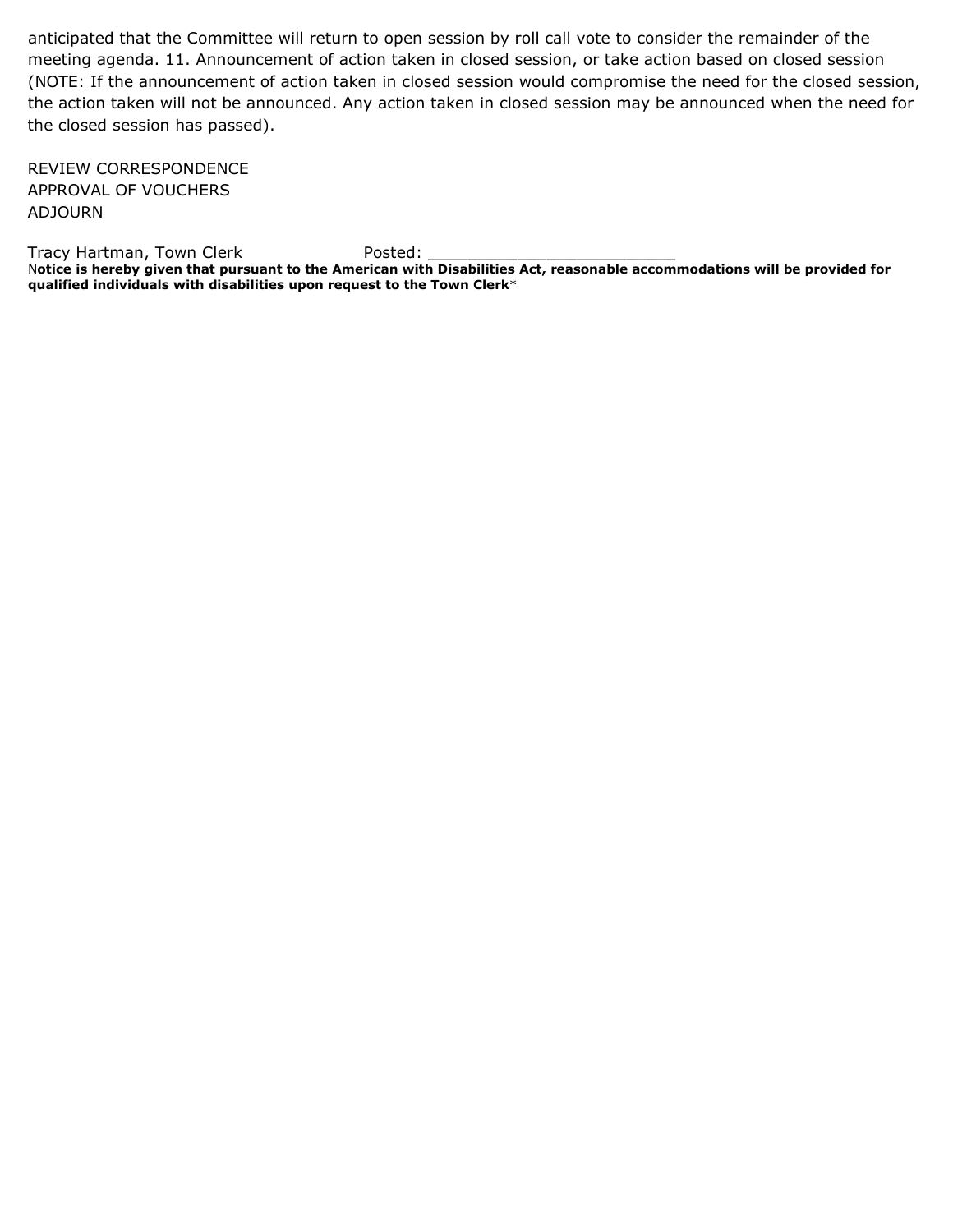anticipated that the Committee will return to open session by roll call vote to consider the remainder of the meeting agenda. 11. Announcement of action taken in closed session, or take action based on closed session (NOTE: If the announcement of action taken in closed session would compromise the need for the closed session, the action taken will not be announced. Any action taken in closed session may be announced when the need for the closed session has passed).

REVIEW CORRESPONDENCE
APPROVAL OF VOUCHERS
ADJOURN

Tracy Hartman, Town Clerk                    Posted: _________________________

**Notice is hereby given that pursuant to the American with Disabilities Act, reasonable accommodations will be provided for qualified individuals with disabilities upon request to the Town Clerk***